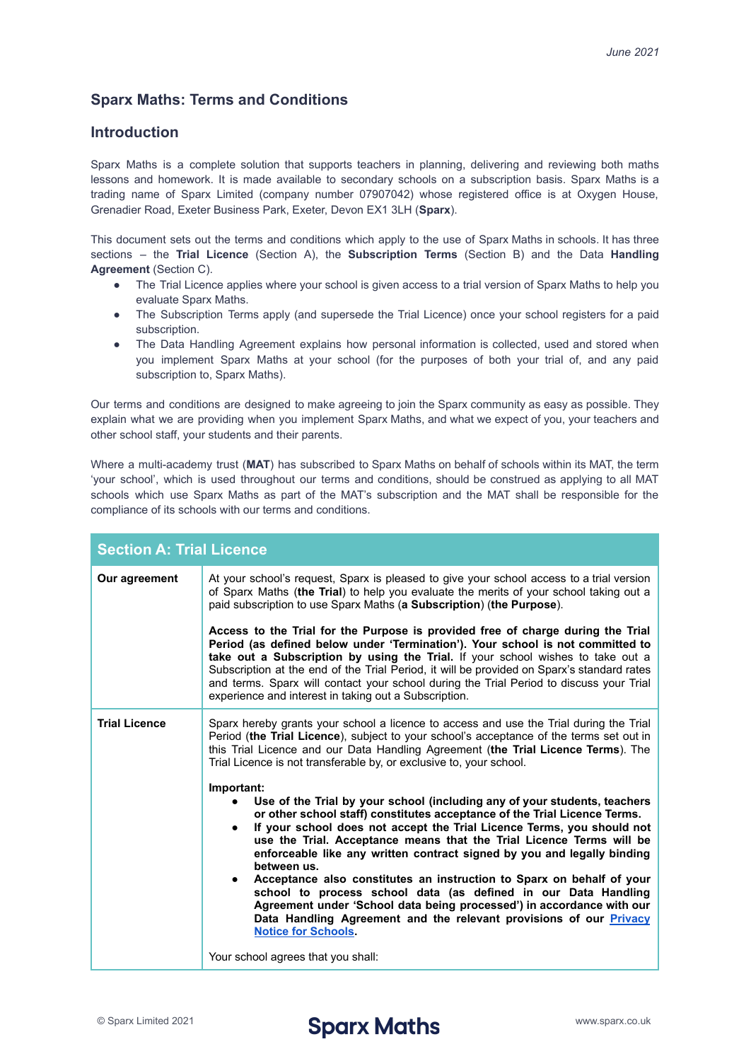June 2021

## Sparx Maths: Terms and Conditions

### Introduction

Sparx Maths is a complete solution that supports teachers in planning, delivering and reviewing both maths lessons and homework. It is made available to secondary schools on a subscription basis. Sparx Maths is a trading name of Sparx Limited (company number 07907042) whose registered office is at Oxygen House, Grenadier Road, Exeter Business Park, Exeter, Devon EX1 3LH (**Sparx**).

This document sets out the terms and conditions which apply to the use of Sparx Maths in schools. It has three sections – the **Trial Licence** (Section A), the **Subscription Terms** (Section B) and the Data **Handling Agreement** (Section C).

- The Trial Licence applies where your school is given access to a trial version of Sparx Maths to help you evaluate Sparx Maths.
- The Subscription Terms apply (and supersede the Trial Licence) once your school registers for a paid subscription.
- The Data Handling Agreement explains how personal information is collected, used and stored when you implement Sparx Maths at your school (for the purposes of both your trial of, and any paid subscription to, Sparx Maths).

Our terms and conditions are designed to make agreeing to join the Sparx community as easy as possible. They explain what we are providing when you implement Sparx Maths, and what we expect of you, your teachers and other school staff, your students and their parents.

Where a multi-academy trust (**MAT**) has subscribed to Sparx Maths on behalf of schools within its MAT, the term 'your school', which is used throughout our terms and conditions, should be construed as applying to all MAT schools which use Sparx Maths as part of the MAT's subscription and the MAT shall be responsible for the compliance of its schools with our terms and conditions.

| Section A: Trial Licence | |
|---|---|
| **Our agreement** | At your school's request, Sparx is pleased to give your school access to a trial version of Sparx Maths (**the Trial**) to help you evaluate the merits of your school taking out a paid subscription to use Sparx Maths (**a Subscription**) (**the Purpose**).<br><br>**Access to the Trial for the Purpose is provided free of charge during the Trial Period (as defined below under 'Termination'). Your school is not committed to take out a Subscription by using the Trial.** If your school wishes to take out a Subscription at the end of the Trial Period, it will be provided on Sparx's standard rates and terms. Sparx will contact your school during the Trial Period to discuss your Trial experience and interest in taking out a Subscription. |
| **Trial Licence** | Sparx hereby grants your school a licence to access and use the Trial during the Trial Period (**the Trial Licence**), subject to your school's acceptance of the terms set out in this Trial Licence and our Data Handling Agreement (**the Trial Licence Terms**). The Trial Licence is not transferable by, or exclusive to, your school.<br><br>**Important:**<br>• **Use of the Trial by your school (including any of your students, teachers or other school staff) constitutes acceptance of the Trial Licence Terms.**<br>• **If your school does not accept the Trial Licence Terms, you should not use the Trial. Acceptance means that the Trial Licence Terms will be enforceable like any written contract signed by you and legally binding between us.**<br>• **Acceptance also constitutes an instruction to Sparx on behalf of your school to process school data (as defined in our Data Handling Agreement under 'School data being processed') in accordance with our Data Handling Agreement and the relevant provisions of our Privacy Notice for Schools.**<br><br>Your school agrees that you shall: |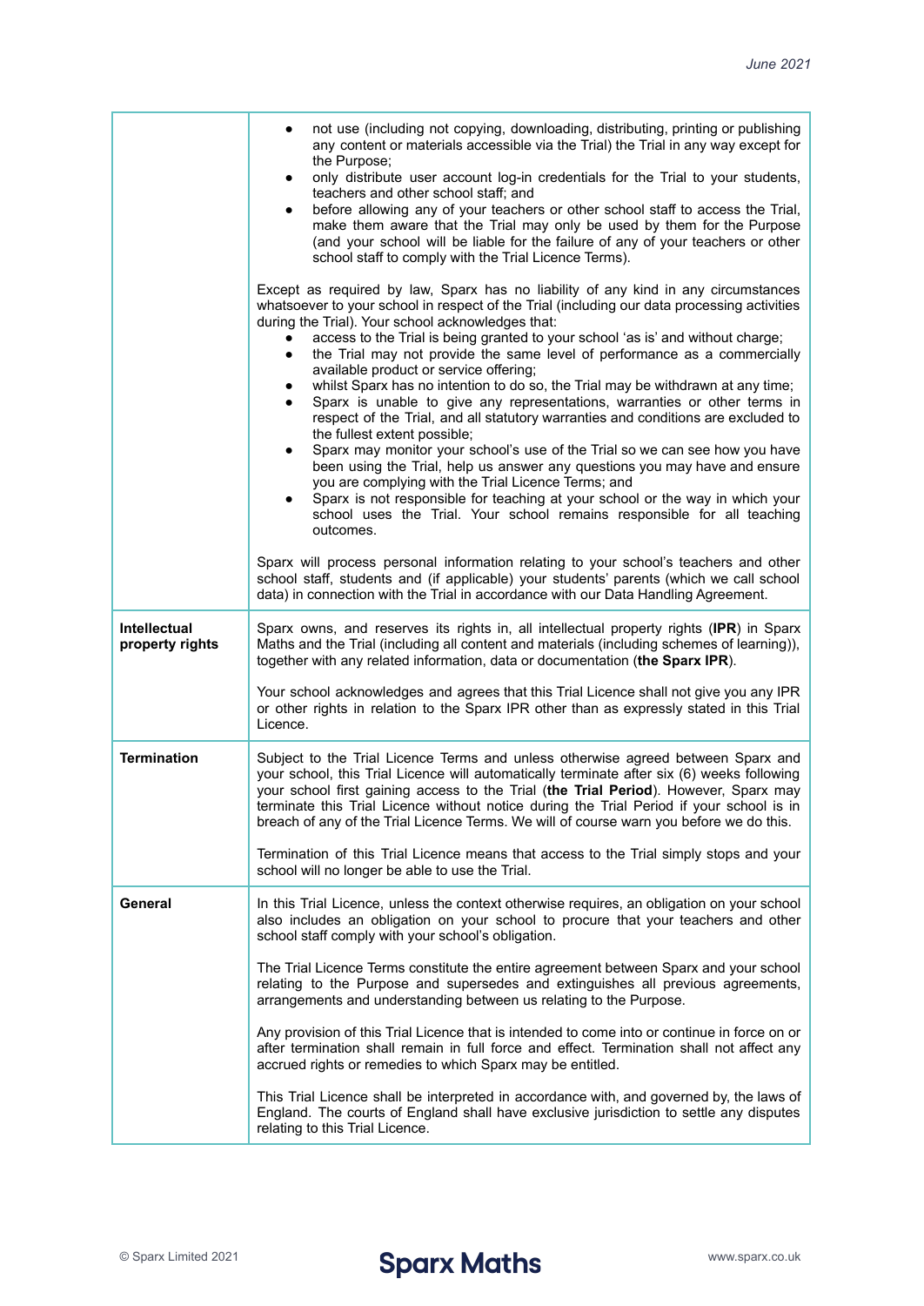| | |
|---|---|
| | • not use (including not copying, downloading, distributing, printing or publishing any content or materials accessible via the Trial) the Trial in any way except for the Purpose;<br>• only distribute user account log-in credentials for the Trial to your students, teachers and other school staff; and<br>• before allowing any of your teachers or other school staff to access the Trial, make them aware that the Trial may only be used by them for the Purpose (and your school will be liable for the failure of any of your teachers or other school staff to comply with the Trial Licence Terms).<br><br>Except as required by law, Sparx has no liability of any kind in any circumstances whatsoever to your school in respect of the Trial (including our data processing activities during the Trial). Your school acknowledges that:<br>• access to the Trial is being granted to your school 'as is' and without charge;<br>• the Trial may not provide the same level of performance as a commercially available product or service offering;<br>• whilst Sparx has no intention to do so, the Trial may be withdrawn at any time;<br>• Sparx is unable to give any representations, warranties or other terms in respect of the Trial, and all statutory warranties and conditions are excluded to the fullest extent possible;<br>• Sparx may monitor your school's use of the Trial so we can see how you have been using the Trial, help us answer any questions you may have and ensure you are complying with the Trial Licence Terms; and<br>• Sparx is not responsible for teaching at your school or the way in which your school uses the Trial. Your school remains responsible for all teaching outcomes.<br><br>Sparx will process personal information relating to your school's teachers and other school staff, students and (if applicable) your students' parents (which we call school data) in connection with the Trial in accordance with our Data Handling Agreement. |
| **Intellectual property rights** | Sparx owns, and reserves its rights in, all intellectual property rights (**IPR**) in Sparx Maths and the Trial (including all content and materials (including schemes of learning)), together with any related information, data or documentation (**the Sparx IPR**).<br><br>Your school acknowledges and agrees that this Trial Licence shall not give you any IPR or other rights in relation to the Sparx IPR other than as expressly stated in this Trial Licence. |
| **Termination** | Subject to the Trial Licence Terms and unless otherwise agreed between Sparx and your school, this Trial Licence will automatically terminate after six (6) weeks following your school first gaining access to the Trial (**the Trial Period**). However, Sparx may terminate this Trial Licence without notice during the Trial Period if your school is in breach of any of the Trial Licence Terms. We will of course warn you before we do this.<br><br>Termination of this Trial Licence means that access to the Trial simply stops and your school will no longer be able to use the Trial. |
| **General** | In this Trial Licence, unless the context otherwise requires, an obligation on your school also includes an obligation on your school to procure that your teachers and other school staff comply with your school's obligation.<br><br>The Trial Licence Terms constitute the entire agreement between Sparx and your school relating to the Purpose and supersedes and extinguishes all previous agreements, arrangements and understanding between us relating to the Purpose.<br><br>Any provision of this Trial Licence that is intended to come into or continue in force on or after termination shall remain in full force and effect. Termination shall not affect any accrued rights or remedies to which Sparx may be entitled.<br><br>This Trial Licence shall be interpreted in accordance with, and governed by, the laws of England. The courts of England shall have exclusive jurisdiction to settle any disputes relating to this Trial Licence. |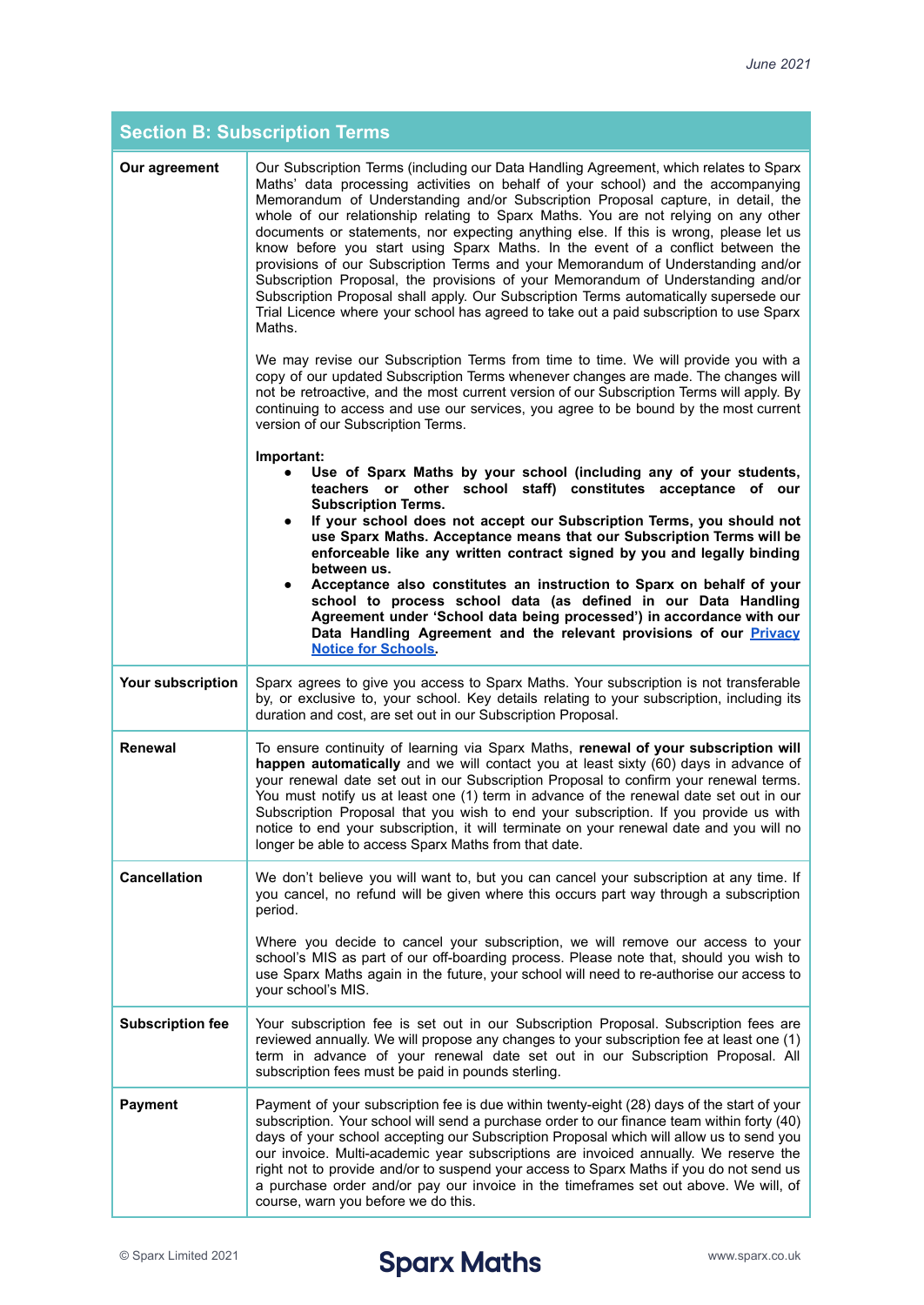## Section B: Subscription Terms

| | |
|---|---|
| **Our agreement** | Our Subscription Terms (including our Data Handling Agreement, which relates to Sparx Maths' data processing activities on behalf of your school) and the accompanying Memorandum of Understanding and/or Subscription Proposal capture, in detail, the whole of our relationship relating to Sparx Maths. You are not relying on any other documents or statements, nor expecting anything else. If this is wrong, please let us know before you start using Sparx Maths. In the event of a conflict between the provisions of our Subscription Terms and your Memorandum of Understanding and/or Subscription Proposal, the provisions of your Memorandum of Understanding and/or Subscription Proposal shall apply. Our Subscription Terms automatically supersede our Trial Licence where your school has agreed to take out a paid subscription to use Sparx Maths.<br><br>We may revise our Subscription Terms from time to time. We will provide you with a copy of our updated Subscription Terms whenever changes are made. The changes will not be retroactive, and the most current version of our Subscription Terms will apply. By continuing to access and use our services, you agree to be bound by the most current version of our Subscription Terms.<br><br>**Important:**<br>• **Use of Sparx Maths by your school (including any of your students, teachers or other school staff) constitutes acceptance of our Subscription Terms.**<br>• **If your school does not accept our Subscription Terms, you should not use Sparx Maths. Acceptance means that our Subscription Terms will be enforceable like any written contract signed by you and legally binding between us.**<br>• **Acceptance also constitutes an instruction to Sparx on behalf of your school to process school data (as defined in our Data Handling Agreement under 'School data being processed') in accordance with our Data Handling Agreement and the relevant provisions of our Privacy Notice for Schools.** |
| **Your subscription** | Sparx agrees to give you access to Sparx Maths. Your subscription is not transferable by, or exclusive to, your school. Key details relating to your subscription, including its duration and cost, are set out in our Subscription Proposal. |
| **Renewal** | To ensure continuity of learning via Sparx Maths, **renewal of your subscription will happen automatically** and we will contact you at least sixty (60) days in advance of your renewal date set out in our Subscription Proposal to confirm your renewal terms. You must notify us at least one (1) term in advance of the renewal date set out in our Subscription Proposal that you wish to end your subscription. If you provide us with notice to end your subscription, it will terminate on your renewal date and you will no longer be able to access Sparx Maths from that date. |
| **Cancellation** | We don't believe you will want to, but you can cancel your subscription at any time. If you cancel, no refund will be given where this occurs part way through a subscription period.<br><br>Where you decide to cancel your subscription, we will remove our access to your school's MIS as part of our off-boarding process. Please note that, should you wish to use Sparx Maths again in the future, your school will need to re-authorise our access to your school's MIS. |
| **Subscription fee** | Your subscription fee is set out in our Subscription Proposal. Subscription fees are reviewed annually. We will propose any changes to your subscription fee at least one (1) term in advance of your renewal date set out in our Subscription Proposal. All subscription fees must be paid in pounds sterling. |
| **Payment** | Payment of your subscription fee is due within twenty-eight (28) days of the start of your subscription. Your school will send a purchase order to our finance team within forty (40) days of your school accepting our Subscription Proposal which will allow us to send you our invoice. Multi-academic year subscriptions are invoiced annually. We reserve the right not to provide and/or to suspend your access to Sparx Maths if you do not send us a purchase order and/or pay our invoice in the timeframes set out above. We will, of course, warn you before we do this. |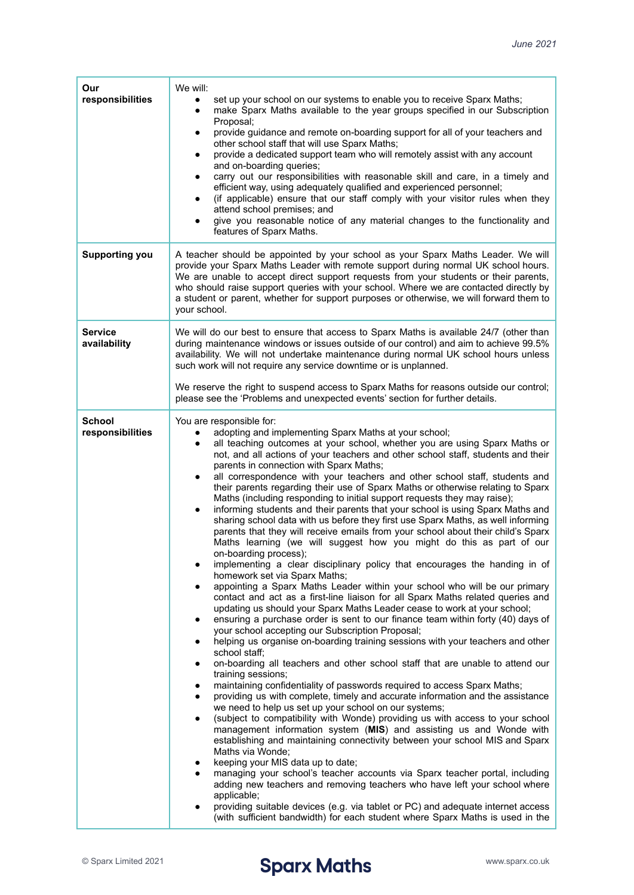| | |
|---|---|
| **Our responsibilities** | We will:<br>• set up your school on our systems to enable you to receive Sparx Maths;<br>• make Sparx Maths available to the year groups specified in our Subscription Proposal;<br>• provide guidance and remote on-boarding support for all of your teachers and other school staff that will use Sparx Maths;<br>• provide a dedicated support team who will remotely assist with any account and on-boarding queries;<br>• carry out our responsibilities with reasonable skill and care, in a timely and efficient way, using adequately qualified and experienced personnel;<br>• (if applicable) ensure that our staff comply with your visitor rules when they attend school premises; and<br>• give you reasonable notice of any material changes to the functionality and features of Sparx Maths. |
| **Supporting you** | A teacher should be appointed by your school as your Sparx Maths Leader. We will provide your Sparx Maths Leader with remote support during normal UK school hours. We are unable to accept direct support requests from your students or their parents, who should raise support queries with your school. Where we are contacted directly by a student or parent, whether for support purposes or otherwise, we will forward them to your school. |
| **Service availability** | We will do our best to ensure that access to Sparx Maths is available 24/7 (other than during maintenance windows or issues outside of our control) and aim to achieve 99.5% availability. We will not undertake maintenance during normal UK school hours unless such work will not require any service downtime or is unplanned.<br><br>We reserve the right to suspend access to Sparx Maths for reasons outside our control; please see the 'Problems and unexpected events' section for further details. |
| **School responsibilities** | You are responsible for:<br>• adopting and implementing Sparx Maths at your school;<br>• all teaching outcomes at your school, whether you are using Sparx Maths or not, and all actions of your teachers and other school staff, students and their parents in connection with Sparx Maths;<br>• all correspondence with your teachers and other school staff, students and their parents regarding their use of Sparx Maths or otherwise relating to Sparx Maths (including responding to initial support requests they may raise);<br>• informing students and their parents that your school is using Sparx Maths and sharing school data with us before they first use Sparx Maths, as well informing parents that they will receive emails from your school about their child's Sparx Maths learning (we will suggest how you might do this as part of our on-boarding process);<br>• implementing a clear disciplinary policy that encourages the handing in of homework set via Sparx Maths;<br>• appointing a Sparx Maths Leader within your school who will be our primary contact and act as a first-line liaison for all Sparx Maths related queries and updating us should your Sparx Maths Leader cease to work at your school;<br>• ensuring a purchase order is sent to our finance team within forty (40) days of your school accepting our Subscription Proposal;<br>• helping us organise on-boarding training sessions with your teachers and other school staff;<br>• on-boarding all teachers and other school staff that are unable to attend our training sessions;<br>• maintaining confidentiality of passwords required to access Sparx Maths;<br>• providing us with complete, timely and accurate information and the assistance we need to help us set up your school on our systems;<br>• (subject to compatibility with Wonde) providing us with access to your school management information system (**MIS**) and assisting us and Wonde with establishing and maintaining connectivity between your school MIS and Sparx Maths via Wonde;<br>• keeping your MIS data up to date;<br>• managing your school's teacher accounts via Sparx teacher portal, including adding new teachers and removing teachers who have left your school where applicable;<br>• providing suitable devices (e.g. via tablet or PC) and adequate internet access (with sufficient bandwidth) for each student where Sparx Maths is used in the |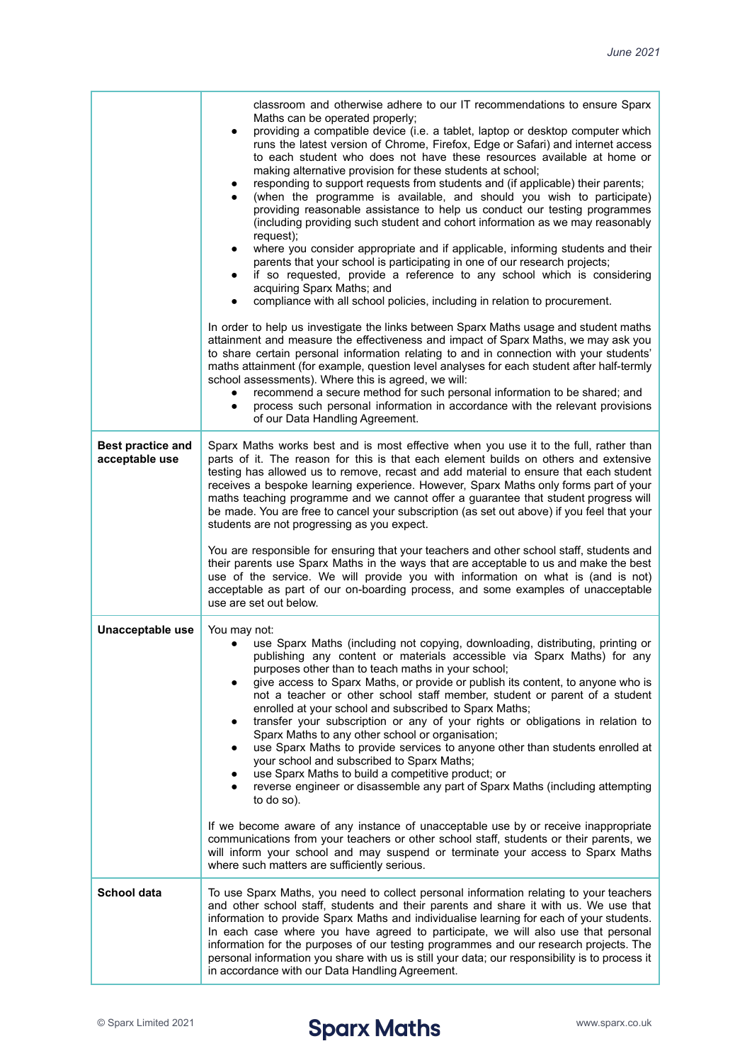| | |
|---|---|
| | classroom and otherwise adhere to our IT recommendations to ensure Sparx Maths can be operated properly;<br>• providing a compatible device (i.e. a tablet, laptop or desktop computer which runs the latest version of Chrome, Firefox, Edge or Safari) and internet access to each student who does not have these resources available at home or making alternative provision for these students at school;<br>• responding to support requests from students and (if applicable) their parents;<br>• (when the programme is available, and should you wish to participate) providing reasonable assistance to help us conduct our testing programmes (including providing such student and cohort information as we may reasonably request);<br>• where you consider appropriate and if applicable, informing students and their parents that your school is participating in one of our research projects;<br>• if so requested, provide a reference to any school which is considering acquiring Sparx Maths; and<br>• compliance with all school policies, including in relation to procurement.<br><br>In order to help us investigate the links between Sparx Maths usage and student maths attainment and measure the effectiveness and impact of Sparx Maths, we may ask you to share certain personal information relating to and in connection with your students' maths attainment (for example, question level analyses for each student after half-termly school assessments). Where this is agreed, we will:<br>• recommend a secure method for such personal information to be shared; and<br>• process such personal information in accordance with the relevant provisions of our Data Handling Agreement. |
| **Best practice and acceptable use** | Sparx Maths works best and is most effective when you use it to the full, rather than parts of it. The reason for this is that each element builds on others and extensive testing has allowed us to remove, recast and add material to ensure that each student receives a bespoke learning experience. However, Sparx Maths only forms part of your maths teaching programme and we cannot offer a guarantee that student progress will be made. You are free to cancel your subscription (as set out above) if you feel that your students are not progressing as you expect.<br><br>You are responsible for ensuring that your teachers and other school staff, students and their parents use Sparx Maths in the ways that are acceptable to us and make the best use of the service. We will provide you with information on what is (and is not) acceptable as part of our on-boarding process, and some examples of unacceptable use are set out below. |
| **Unacceptable use** | You may not:<br>• use Sparx Maths (including not copying, downloading, distributing, printing or publishing any content or materials accessible via Sparx Maths) for any purposes other than to teach maths in your school;<br>• give access to Sparx Maths, or provide or publish its content, to anyone who is not a teacher or other school staff member, student or parent of a student enrolled at your school and subscribed to Sparx Maths;<br>• transfer your subscription or any of your rights or obligations in relation to Sparx Maths to any other school or organisation;<br>• use Sparx Maths to provide services to anyone other than students enrolled at your school and subscribed to Sparx Maths;<br>• use Sparx Maths to build a competitive product; or<br>• reverse engineer or disassemble any part of Sparx Maths (including attempting to do so).<br><br>If we become aware of any instance of unacceptable use by or receive inappropriate communications from your teachers or other school staff, students or their parents, we will inform your school and may suspend or terminate your access to Sparx Maths where such matters are sufficiently serious. |
| **School data** | To use Sparx Maths, you need to collect personal information relating to your teachers and other school staff, students and their parents and share it with us. We use that information to provide Sparx Maths and individualise learning for each of your students. In each case where you have agreed to participate, we will also use that personal information for the purposes of our testing programmes and our research projects. The personal information you share with us is still your data; our responsibility is to process it in accordance with our Data Handling Agreement. |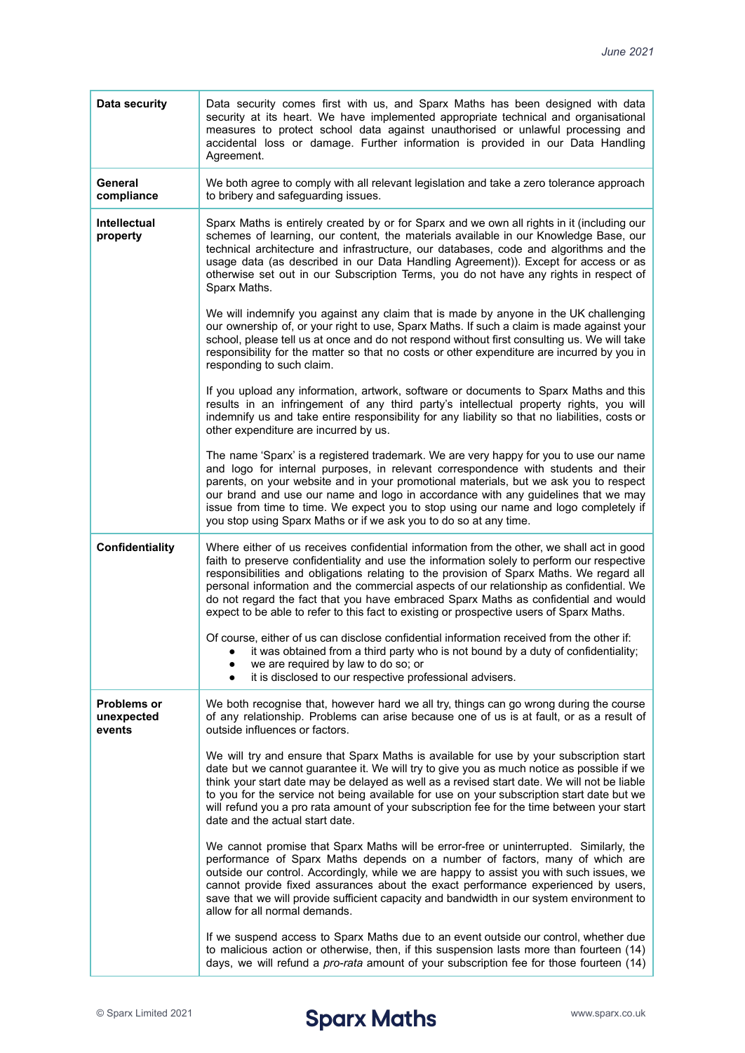| | |
|---|---|
| **Data security** | Data security comes first with us, and Sparx Maths has been designed with data security at its heart. We have implemented appropriate technical and organisational measures to protect school data against unauthorised or unlawful processing and accidental loss or damage. Further information is provided in our Data Handling Agreement. |
| **General compliance** | We both agree to comply with all relevant legislation and take a zero tolerance approach to bribery and safeguarding issues. |
| **Intellectual property** | Sparx Maths is entirely created by or for Sparx and we own all rights in it (including our schemes of learning, our content, the materials available in our Knowledge Base, our technical architecture and infrastructure, our databases, code and algorithms and the usage data (as described in our Data Handling Agreement)). Except for access or as otherwise set out in our Subscription Terms, you do not have any rights in respect of Sparx Maths.<br><br>We will indemnify you against any claim that is made by anyone in the UK challenging our ownership of, or your right to use, Sparx Maths. If such a claim is made against your school, please tell us at once and do not respond without first consulting us. We will take responsibility for the matter so that no costs or other expenditure are incurred by you in responding to such claim.<br><br>If you upload any information, artwork, software or documents to Sparx Maths and this results in an infringement of any third party's intellectual property rights, you will indemnify us and take entire responsibility for any liability so that no liabilities, costs or other expenditure are incurred by us.<br><br>The name 'Sparx' is a registered trademark. We are very happy for you to use our name and logo for internal purposes, in relevant correspondence with students and their parents, on your website and in your promotional materials, but we ask you to respect our brand and use our name and logo in accordance with any guidelines that we may issue from time to time. We expect you to stop using our name and logo completely if you stop using Sparx Maths or if we ask you to do so at any time. |
| **Confidentiality** | Where either of us receives confidential information from the other, we shall act in good faith to preserve confidentiality and use the information solely to perform our respective responsibilities and obligations relating to the provision of Sparx Maths. We regard all personal information and the commercial aspects of our relationship as confidential. We do not regard the fact that you have embraced Sparx Maths as confidential and would expect to be able to refer to this fact to existing or prospective users of Sparx Maths.<br><br>Of course, either of us can disclose confidential information received from the other if:<br>● it was obtained from a third party who is not bound by a duty of confidentiality;<br>● we are required by law to do so; or<br>● it is disclosed to our respective professional advisers. |
| **Problems or unexpected events** | We both recognise that, however hard we all try, things can go wrong during the course of any relationship. Problems can arise because one of us is at fault, or as a result of outside influences or factors.<br><br>We will try and ensure that Sparx Maths is available for use by your subscription start date but we cannot guarantee it. We will try to give you as much notice as possible if we think your start date may be delayed as well as a revised start date. We will not be liable to you for the service not being available for use on your subscription start date but we will refund you a pro rata amount of your subscription fee for the time between your start date and the actual start date.<br><br>We cannot promise that Sparx Maths will be error-free or uninterrupted. Similarly, the performance of Sparx Maths depends on a number of factors, many of which are outside our control. Accordingly, while we are happy to assist you with such issues, we cannot provide fixed assurances about the exact performance experienced by users, save that we will provide sufficient capacity and bandwidth in our system environment to allow for all normal demands.<br><br>If we suspend access to Sparx Maths due to an event outside our control, whether due to malicious action or otherwise, then, if this suspension lasts more than fourteen (14) days, we will refund a *pro-rata* amount of your subscription fee for those fourteen (14) |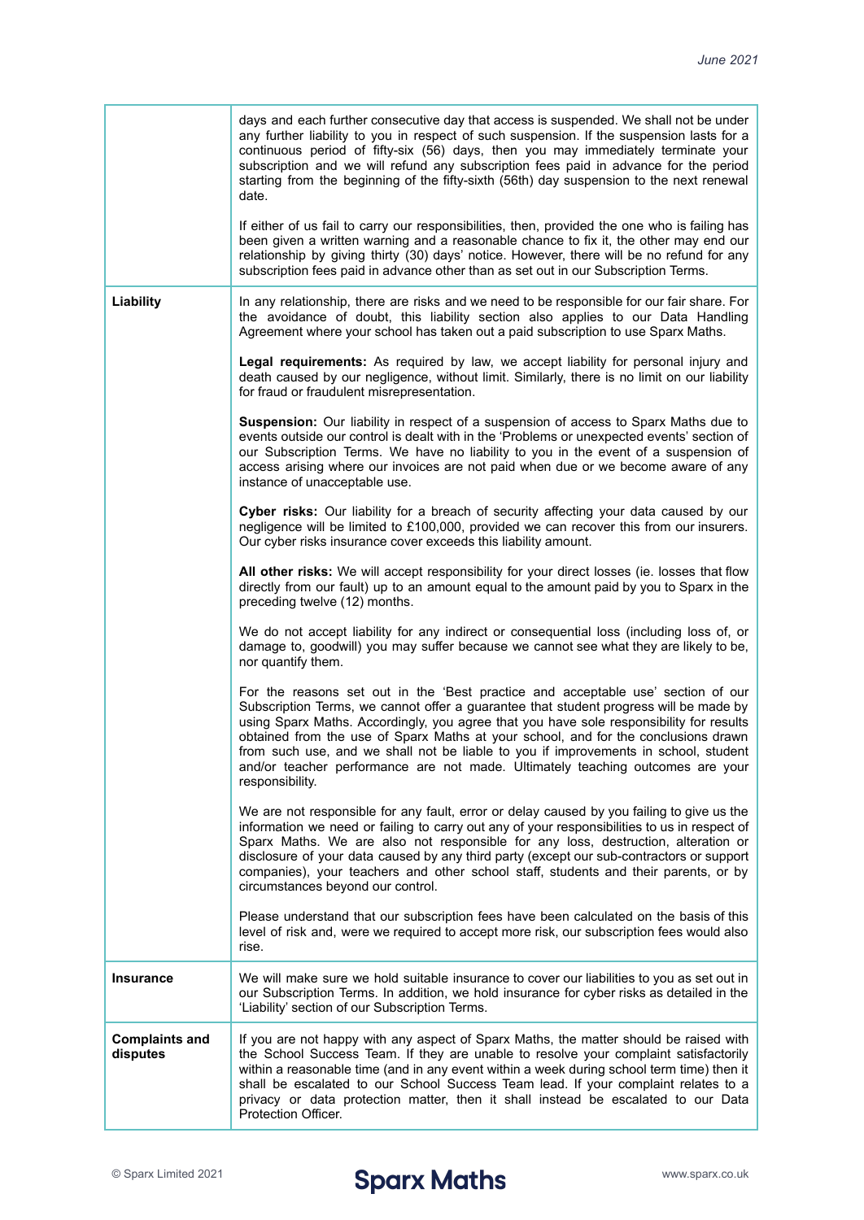| | |
|---|---|
| | days and each further consecutive day that access is suspended. We shall not be under any further liability to you in respect of such suspension. If the suspension lasts for a continuous period of fifty-six (56) days, then you may immediately terminate your subscription and we will refund any subscription fees paid in advance for the period starting from the beginning of the fifty-sixth (56th) day suspension to the next renewal date.<br><br>If either of us fail to carry our responsibilities, then, provided the one who is failing has been given a written warning and a reasonable chance to fix it, the other may end our relationship by giving thirty (30) days' notice. However, there will be no refund for any subscription fees paid in advance other than as set out in our Subscription Terms. |
| **Liability** | In any relationship, there are risks and we need to be responsible for our fair share. For the avoidance of doubt, this liability section also applies to our Data Handling Agreement where your school has taken out a paid subscription to use Sparx Maths.<br><br>**Legal requirements:** As required by law, we accept liability for personal injury and death caused by our negligence, without limit. Similarly, there is no limit on our liability for fraud or fraudulent misrepresentation.<br><br>**Suspension:** Our liability in respect of a suspension of access to Sparx Maths due to events outside our control is dealt with in the 'Problems or unexpected events' section of our Subscription Terms. We have no liability to you in the event of a suspension of access arising where our invoices are not paid when due or we become aware of any instance of unacceptable use.<br><br>**Cyber risks:** Our liability for a breach of security affecting your data caused by our negligence will be limited to £100,000, provided we can recover this from our insurers. Our cyber risks insurance cover exceeds this liability amount.<br><br>**All other risks:** We will accept responsibility for your direct losses (ie. losses that flow directly from our fault) up to an amount equal to the amount paid by you to Sparx in the preceding twelve (12) months.<br><br>We do not accept liability for any indirect or consequential loss (including loss of, or damage to, goodwill) you may suffer because we cannot see what they are likely to be, nor quantify them.<br><br>For the reasons set out in the 'Best practice and acceptable use' section of our Subscription Terms, we cannot offer a guarantee that student progress will be made by using Sparx Maths. Accordingly, you agree that you have sole responsibility for results obtained from the use of Sparx Maths at your school, and for the conclusions drawn from such use, and we shall not be liable to you if improvements in school, student and/or teacher performance are not made. Ultimately teaching outcomes are your responsibility.<br><br>We are not responsible for any fault, error or delay caused by you failing to give us the information we need or failing to carry out any of your responsibilities to us in respect of Sparx Maths. We are also not responsible for any loss, destruction, alteration or disclosure of your data caused by any third party (except our sub-contractors or support companies), your teachers and other school staff, students and their parents, or by circumstances beyond our control.<br><br>Please understand that our subscription fees have been calculated on the basis of this level of risk and, were we required to accept more risk, our subscription fees would also rise. |
| **Insurance** | We will make sure we hold suitable insurance to cover our liabilities to you as set out in our Subscription Terms. In addition, we hold insurance for cyber risks as detailed in the 'Liability' section of our Subscription Terms. |
| **Complaints and disputes** | If you are not happy with any aspect of Sparx Maths, the matter should be raised with the School Success Team. If they are unable to resolve your complaint satisfactorily within a reasonable time (and in any event within a week during school term time) then it shall be escalated to our School Success Team lead. If your complaint relates to a privacy or data protection matter, then it shall instead be escalated to our Data Protection Officer. |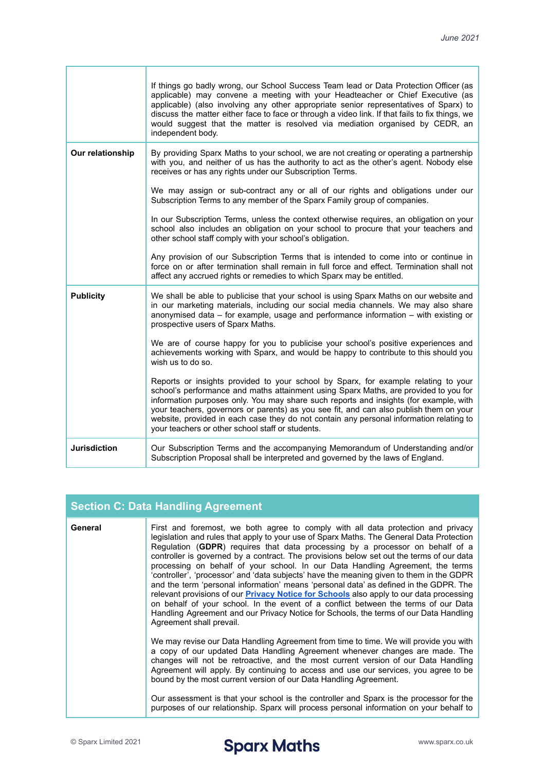| | |
|---|---|
| | If things go badly wrong, our School Success Team lead or Data Protection Officer (as applicable) may convene a meeting with your Headteacher or Chief Executive (as applicable) (also involving any other appropriate senior representatives of Sparx) to discuss the matter either face to face or through a video link. If that fails to fix things, we would suggest that the matter is resolved via mediation organised by CEDR, an independent body. |
| **Our relationship** | By providing Sparx Maths to your school, we are not creating or operating a partnership with you, and neither of us has the authority to act as the other's agent. Nobody else receives or has any rights under our Subscription Terms.<br><br>We may assign or sub-contract any or all of our rights and obligations under our Subscription Terms to any member of the Sparx Family group of companies.<br><br>In our Subscription Terms, unless the context otherwise requires, an obligation on your school also includes an obligation on your school to procure that your teachers and other school staff comply with your school's obligation.<br><br>Any provision of our Subscription Terms that is intended to come into or continue in force on or after termination shall remain in full force and effect. Termination shall not affect any accrued rights or remedies to which Sparx may be entitled. |
| **Publicity** | We shall be able to publicise that your school is using Sparx Maths on our website and in our marketing materials, including our social media channels. We may also share anonymised data – for example, usage and performance information – with existing or prospective users of Sparx Maths.<br><br>We are of course happy for you to publicise your school's positive experiences and achievements working with Sparx, and would be happy to contribute to this should you wish us to do so.<br><br>Reports or insights provided to your school by Sparx, for example relating to your school's performance and maths attainment using Sparx Maths, are provided to you for information purposes only. You may share such reports and insights (for example, with your teachers, governors or parents) as you see fit, and can also publish them on your website, provided in each case they do not contain any personal information relating to your teachers or other school staff or students. |
| **Jurisdiction** | Our Subscription Terms and the accompanying Memorandum of Understanding and/or Subscription Proposal shall be interpreted and governed by the laws of England. |

## Section C: Data Handling Agreement

| | |
|---|---|
| **General** | First and foremost, we both agree to comply with all data protection and privacy legislation and rules that apply to your use of Sparx Maths. The General Data Protection Regulation (**GDPR**) requires that data processing by a processor on behalf of a controller is governed by a contract. The provisions below set out the terms of our data processing on behalf of your school. In our Data Handling Agreement, the terms 'controller', 'processor' and 'data subjects' have the meaning given to them in the GDPR and the term 'personal information' means 'personal data' as defined in the GDPR. The relevant provisions of our **Privacy Notice for Schools** also apply to our data processing on behalf of your school. In the event of a conflict between the terms of our Data Handling Agreement and our Privacy Notice for Schools, the terms of our Data Handling Agreement shall prevail.<br><br>We may revise our Data Handling Agreement from time to time. We will provide you with a copy of our updated Data Handling Agreement whenever changes are made. The changes will not be retroactive, and the most current version of our Data Handling Agreement will apply. By continuing to access and use our services, you agree to be bound by the most current version of our Data Handling Agreement.<br><br>Our assessment is that your school is the controller and Sparx is the processor for the purposes of our relationship. Sparx will process personal information on your behalf to |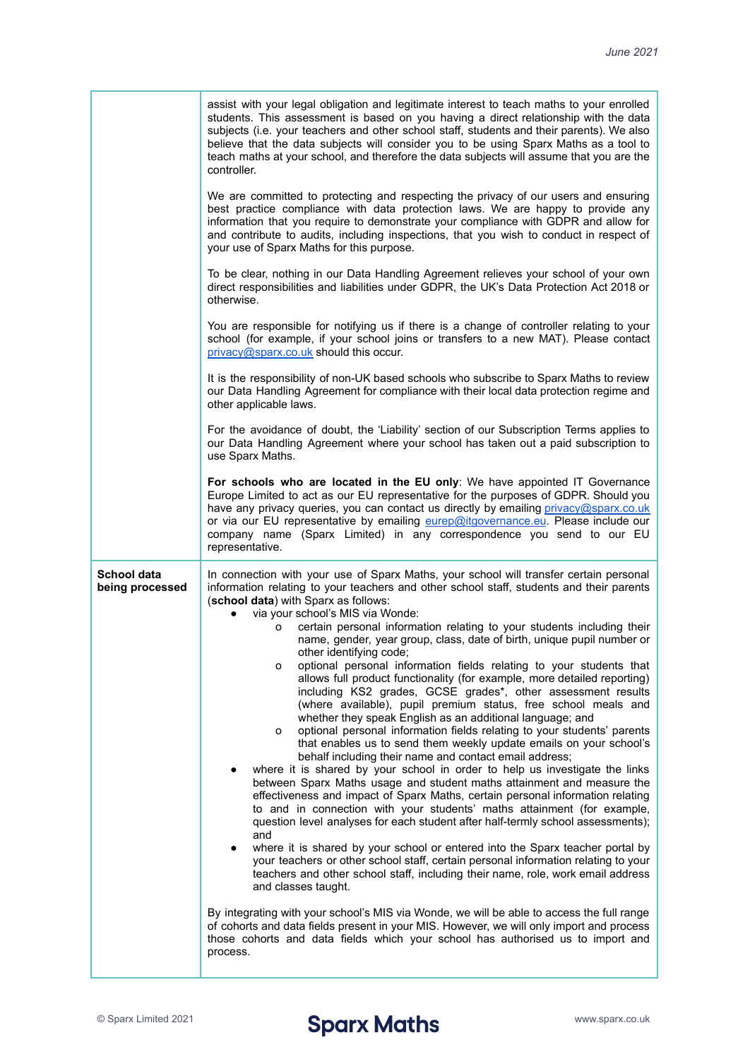| | |
|---|---|
| | assist with your legal obligation and legitimate interest to teach maths to your enrolled students. This assessment is based on you having a direct relationship with the data subjects (i.e. your teachers and other school staff, students and their parents). We also believe that the data subjects will consider you to be using Sparx Maths as a tool to teach maths at your school, and therefore the data subjects will assume that you are the controller.<br><br>We are committed to protecting and respecting the privacy of our users and ensuring best practice compliance with data protection laws. We are happy to provide any information that you require to demonstrate your compliance with GDPR and allow for and contribute to audits, including inspections, that you wish to conduct in respect of your use of Sparx Maths for this purpose.<br><br>To be clear, nothing in our Data Handling Agreement relieves your school of your own direct responsibilities and liabilities under GDPR, the UK's Data Protection Act 2018 or otherwise.<br><br>You are responsible for notifying us if there is a change of controller relating to your school (for example, if your school joins or transfers to a new MAT). Please contact privacy@sparx.co.uk should this occur.<br><br>It is the responsibility of non-UK based schools who subscribe to Sparx Maths to review our Data Handling Agreement for compliance with their local data protection regime and other applicable laws.<br><br>For the avoidance of doubt, the 'Liability' section of our Subscription Terms applies to our Data Handling Agreement where your school has taken out a paid subscription to use Sparx Maths.<br><br>**For schools who are located in the EU only**: We have appointed IT Governance Europe Limited to act as our EU representative for the purposes of GDPR. Should you have any privacy queries, you can contact us directly by emailing privacy@sparx.co.uk or via our EU representative by emailing eurep@itgovernance.eu. Please include our company name (Sparx Limited) in any correspondence you send to our EU representative. |
| **School data being processed** | In connection with your use of Sparx Maths, your school will transfer certain personal information relating to your teachers and other school staff, students and their parents (**school data**) with Sparx as follows:<br>● via your school's MIS via Wonde:<br>&nbsp;&nbsp;&nbsp;&nbsp;o certain personal information relating to your students including their name, gender, year group, class, date of birth, unique pupil number or other identifying code;<br>&nbsp;&nbsp;&nbsp;&nbsp;o optional personal information fields relating to your students that allows full product functionality (for example, more detailed reporting) including KS2 grades, GCSE grades*, other assessment results (where available), pupil premium status, free school meals and whether they speak English as an additional language; and<br>&nbsp;&nbsp;&nbsp;&nbsp;o optional personal information fields relating to your students' parents that enables us to send them weekly update emails on your school's behalf including their name and contact email address;<br>● where it is shared by your school in order to help us investigate the links between Sparx Maths usage and student maths attainment and measure the effectiveness and impact of Sparx Maths, certain personal information relating to and in connection with your students' maths attainment (for example, question level analyses for each student after half-termly school assessments); and<br>● where it is shared by your school or entered into the Sparx teacher portal by your teachers or other school staff, certain personal information relating to your teachers and other school staff, including their name, role, work email address and classes taught.<br><br>By integrating with your school's MIS via Wonde, we will be able to access the full range of cohorts and data fields present in your MIS. However, we will only import and process those cohorts and data fields which your school has authorised us to import and process. |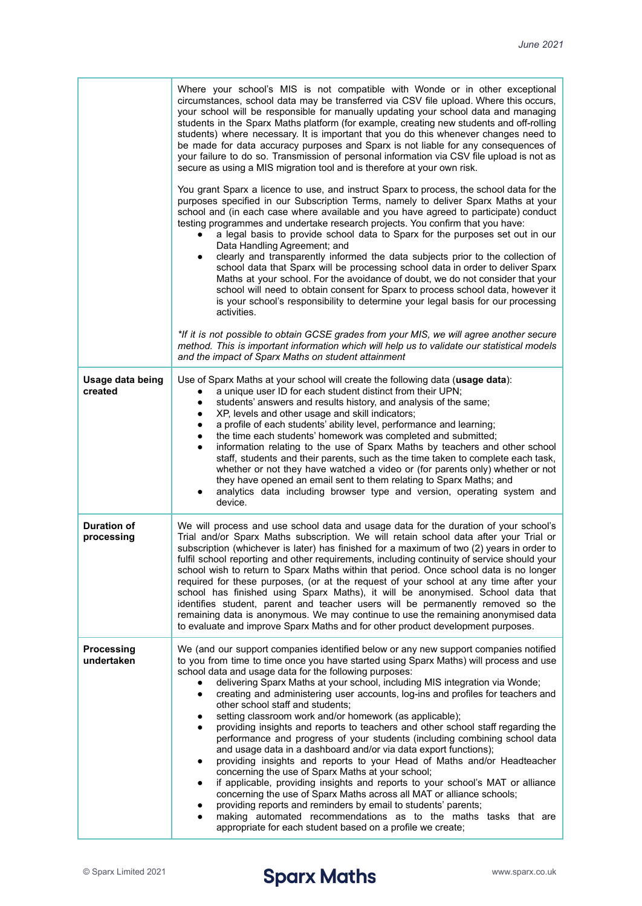| | |
|---|---|
| | Where your school's MIS is not compatible with Wonde or in other exceptional circumstances, school data may be transferred via CSV file upload. Where this occurs, your school will be responsible for manually updating your school data and managing students in the Sparx Maths platform (for example, creating new students and off-rolling students) where necessary. It is important that you do this whenever changes need to be made for data accuracy purposes and Sparx is not liable for any consequences of your failure to do so. Transmission of personal information via CSV file upload is not as secure as using a MIS migration tool and is therefore at your own risk.<br><br>You grant Sparx a licence to use, and instruct Sparx to process, the school data for the purposes specified in our Subscription Terms, namely to deliver Sparx Maths at your school and (in each case where available and you have agreed to participate) conduct testing programmes and undertake research projects. You confirm that you have:<br>• a legal basis to provide school data to Sparx for the purposes set out in our Data Handling Agreement; and<br>• clearly and transparently informed the data subjects prior to the collection of school data that Sparx will be processing school data in order to deliver Sparx Maths at your school. For the avoidance of doubt, we do not consider that your school will need to obtain consent for Sparx to process school data, however it is your school's responsibility to determine your legal basis for our processing activities.<br><br>*\*If it is not possible to obtain GCSE grades from your MIS, we will agree another secure method. This is important information which will help us to validate our statistical models and the impact of Sparx Maths on student attainment* |
| **Usage data being created** | Use of Sparx Maths at your school will create the following data (**usage data**):<br>• a unique user ID for each student distinct from their UPN;<br>• students' answers and results history, and analysis of the same;<br>• XP, levels and other usage and skill indicators;<br>• a profile of each students' ability level, performance and learning;<br>• the time each students' homework was completed and submitted;<br>• information relating to the use of Sparx Maths by teachers and other school staff, students and their parents, such as the time taken to complete each task, whether or not they have watched a video or (for parents only) whether or not they have opened an email sent to them relating to Sparx Maths; and<br>• analytics data including browser type and version, operating system and device. |
| **Duration of processing** | We will process and use school data and usage data for the duration of your school's Trial and/or Sparx Maths subscription. We will retain school data after your Trial or subscription (whichever is later) has finished for a maximum of two (2) years in order to fulfil school reporting and other requirements, including continuity of service should your school wish to return to Sparx Maths within that period. Once school data is no longer required for these purposes, (or at the request of your school at any time after your school has finished using Sparx Maths), it will be anonymised. School data that identifies student, parent and teacher users will be permanently removed so the remaining data is anonymous. We may continue to use the remaining anonymised data to evaluate and improve Sparx Maths and for other product development purposes. |
| **Processing undertaken** | We (and our support companies identified below or any new support companies notified to you from time to time once you have started using Sparx Maths) will process and use school data and usage data for the following purposes:<br>• delivering Sparx Maths at your school, including MIS integration via Wonde;<br>• creating and administering user accounts, log-ins and profiles for teachers and other school staff and students;<br>• setting classroom work and/or homework (as applicable);<br>• providing insights and reports to teachers and other school staff regarding the performance and progress of your students (including combining school data and usage data in a dashboard and/or via data export functions);<br>• providing insights and reports to your Head of Maths and/or Headteacher concerning the use of Sparx Maths at your school;<br>• if applicable, providing insights and reports to your school's MAT or alliance concerning the use of Sparx Maths across all MAT or alliance schools;<br>• providing reports and reminders by email to students' parents;<br>• making automated recommendations as to the maths tasks that are appropriate for each student based on a profile we create; |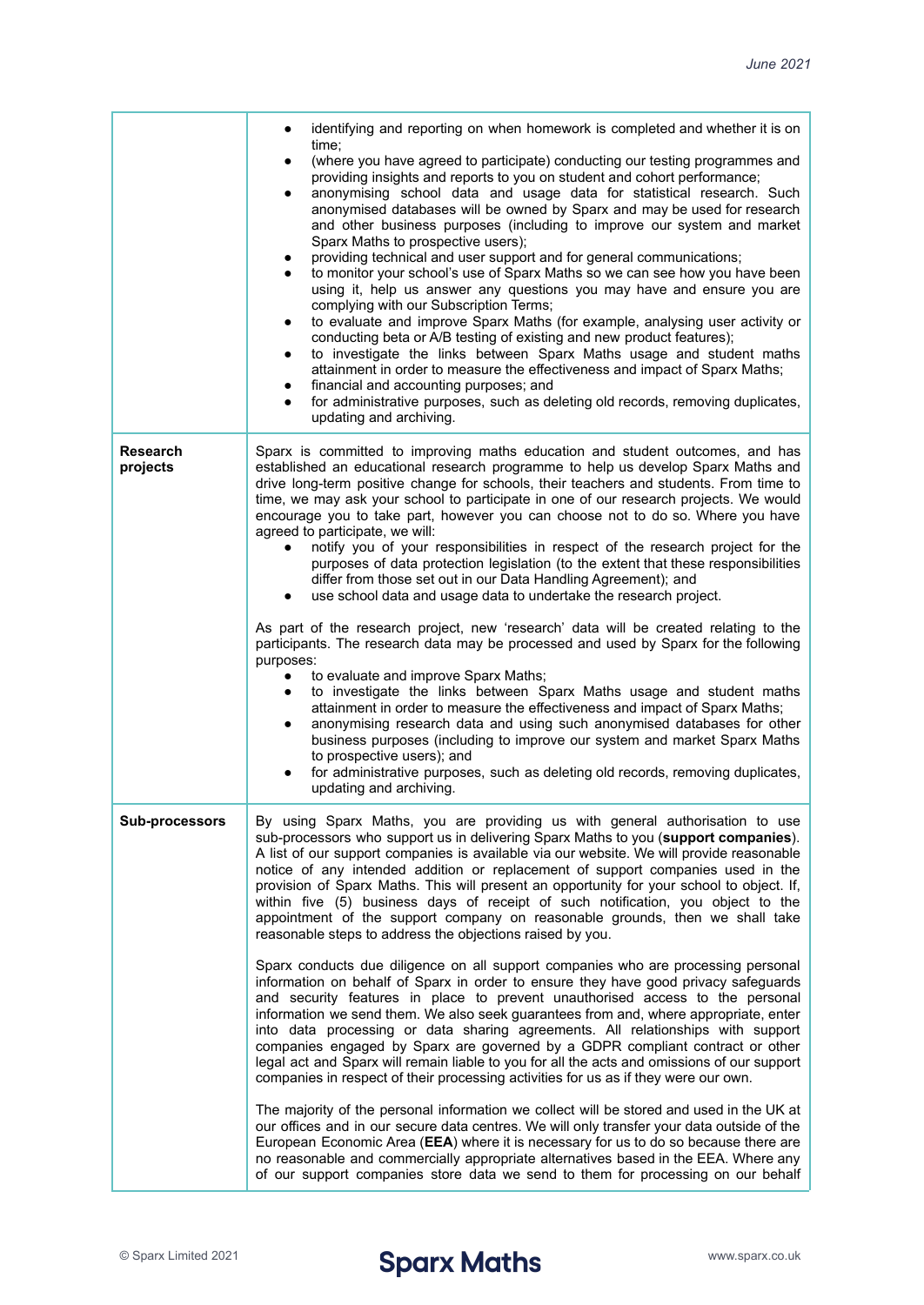| | |
|---|---|
| | • identifying and reporting on when homework is completed and whether it is on time;<br>• (where you have agreed to participate) conducting our testing programmes and providing insights and reports to you on student and cohort performance;<br>• anonymising school data and usage data for statistical research. Such anonymised databases will be owned by Sparx and may be used for research and other business purposes (including to improve our system and market Sparx Maths to prospective users);<br>• providing technical and user support and for general communications;<br>• to monitor your school's use of Sparx Maths so we can see how you have been using it, help us answer any questions you may have and ensure you are complying with our Subscription Terms;<br>• to evaluate and improve Sparx Maths (for example, analysing user activity or conducting beta or A/B testing of existing and new product features);<br>• to investigate the links between Sparx Maths usage and student maths attainment in order to measure the effectiveness and impact of Sparx Maths;<br>• financial and accounting purposes; and<br>• for administrative purposes, such as deleting old records, removing duplicates, updating and archiving. |
| **Research projects** | Sparx is committed to improving maths education and student outcomes, and has established an educational research programme to help us develop Sparx Maths and drive long-term positive change for schools, their teachers and students. From time to time, we may ask your school to participate in one of our research projects. We would encourage you to take part, however you can choose not to do so. Where you have agreed to participate, we will:<br>• notify you of your responsibilities in respect of the research project for the purposes of data protection legislation (to the extent that these responsibilities differ from those set out in our Data Handling Agreement); and<br>• use school data and usage data to undertake the research project.<br><br>As part of the research project, new 'research' data will be created relating to the participants. The research data may be processed and used by Sparx for the following purposes:<br>• to evaluate and improve Sparx Maths;<br>• to investigate the links between Sparx Maths usage and student maths attainment in order to measure the effectiveness and impact of Sparx Maths;<br>• anonymising research data and using such anonymised databases for other business purposes (including to improve our system and market Sparx Maths to prospective users); and<br>• for administrative purposes, such as deleting old records, removing duplicates, updating and archiving. |
| **Sub-processors** | By using Sparx Maths, you are providing us with general authorisation to use sub-processors who support us in delivering Sparx Maths to you (**support companies**). A list of our support companies is available via our website. We will provide reasonable notice of any intended addition or replacement of support companies used in the provision of Sparx Maths. This will present an opportunity for your school to object. If, within five (5) business days of receipt of such notification, you object to the appointment of the support company on reasonable grounds, then we shall take reasonable steps to address the objections raised by you.<br><br>Sparx conducts due diligence on all support companies who are processing personal information on behalf of Sparx in order to ensure they have good privacy safeguards and security features in place to prevent unauthorised access to the personal information we send them. We also seek guarantees from and, where appropriate, enter into data processing or data sharing agreements. All relationships with support companies engaged by Sparx are governed by a GDPR compliant contract or other legal act and Sparx will remain liable to you for all the acts and omissions of our support companies in respect of their processing activities for us as if they were our own.<br><br>The majority of the personal information we collect will be stored and used in the UK at our offices and in our secure data centres. We will only transfer your data outside of the European Economic Area (**EEA**) where it is necessary for us to do so because there are no reasonable and commercially appropriate alternatives based in the EEA. Where any of our support companies store data we send to them for processing on our behalf |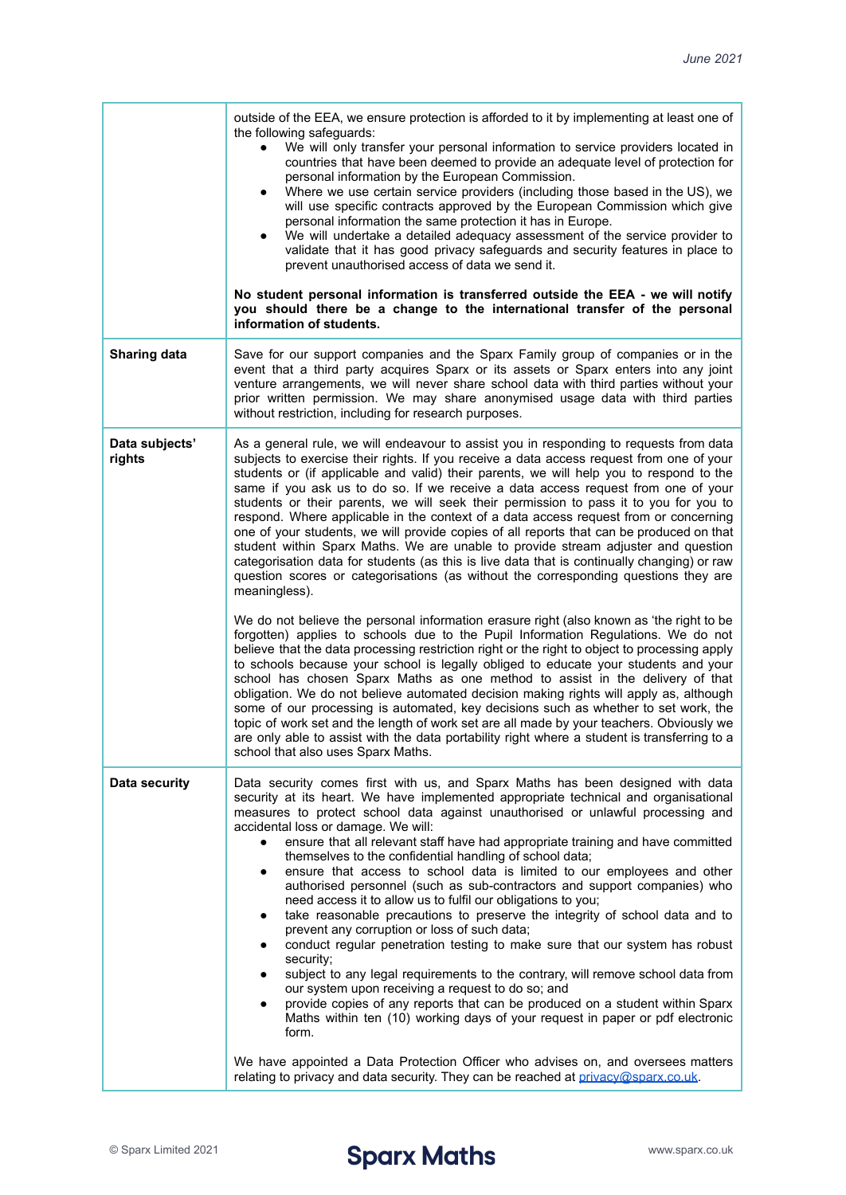| | |
|---|---|
| | outside of the EEA, we ensure protection is afforded to it by implementing at least one of the following safeguards:<br>• We will only transfer your personal information to service providers located in countries that have been deemed to provide an adequate level of protection for personal information by the European Commission.<br>• Where we use certain service providers (including those based in the US), we will use specific contracts approved by the European Commission which give personal information the same protection it has in Europe.<br>• We will undertake a detailed adequacy assessment of the service provider to validate that it has good privacy safeguards and security features in place to prevent unauthorised access of data we send it.<br><br>**No student personal information is transferred outside the EEA - we will notify you should there be a change to the international transfer of the personal information of students.** |
| **Sharing data** | Save for our support companies and the Sparx Family group of companies or in the event that a third party acquires Sparx or its assets or Sparx enters into any joint venture arrangements, we will never share school data with third parties without your prior written permission. We may share anonymised usage data with third parties without restriction, including for research purposes. |
| **Data subjects' rights** | As a general rule, we will endeavour to assist you in responding to requests from data subjects to exercise their rights. If you receive a data access request from one of your students or (if applicable and valid) their parents, we will help you to respond to the same if you ask us to do so. If we receive a data access request from one of your students or their parents, we will seek their permission to pass it to you for you to respond. Where applicable in the context of a data access request from or concerning one of your students, we will provide copies of all reports that can be produced on that student within Sparx Maths. We are unable to provide stream adjuster and question categorisation data for students (as this is live data that is continually changing) or raw question scores or categorisations (as without the corresponding questions they are meaningless).<br><br>We do not believe the personal information erasure right (also known as 'the right to be forgotten) applies to schools due to the Pupil Information Regulations. We do not believe that the data processing restriction right or the right to object to processing apply to schools because your school is legally obliged to educate your students and your school has chosen Sparx Maths as one method to assist in the delivery of that obligation. We do not believe automated decision making rights will apply as, although some of our processing is automated, key decisions such as whether to set work, the topic of work set and the length of work set are all made by your teachers. Obviously we are only able to assist with the data portability right where a student is transferring to a school that also uses Sparx Maths. |
| **Data security** | Data security comes first with us, and Sparx Maths has been designed with data security at its heart. We have implemented appropriate technical and organisational measures to protect school data against unauthorised or unlawful processing and accidental loss or damage. We will:<br>• ensure that all relevant staff have had appropriate training and have committed themselves to the confidential handling of school data;<br>• ensure that access to school data is limited to our employees and other authorised personnel (such as sub-contractors and support companies) who need access it to allow us to fulfil our obligations to you;<br>• take reasonable precautions to preserve the integrity of school data and to prevent any corruption or loss of such data;<br>• conduct regular penetration testing to make sure that our system has robust security;<br>• subject to any legal requirements to the contrary, will remove school data from our system upon receiving a request to do so; and<br>• provide copies of any reports that can be produced on a student within Sparx Maths within ten (10) working days of your request in paper or pdf electronic form.<br><br>We have appointed a Data Protection Officer who advises on, and oversees matters relating to privacy and data security. They can be reached at privacy@sparx.co.uk. |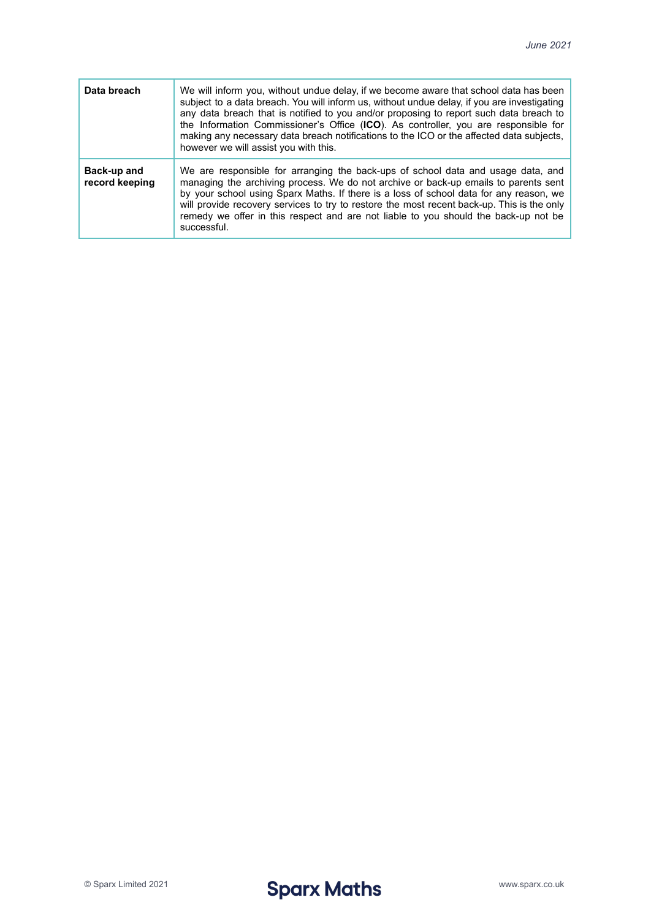| | |
|---|---|
| **Data breach** | We will inform you, without undue delay, if we become aware that school data has been subject to a data breach. You will inform us, without undue delay, if you are investigating any data breach that is notified to you and/or proposing to report such data breach to the Information Commissioner's Office (**ICO**). As controller, you are responsible for making any necessary data breach notifications to the ICO or the affected data subjects, however we will assist you with this. |
| **Back-up and record keeping** | We are responsible for arranging the back-ups of school data and usage data, and managing the archiving process. We do not archive or back-up emails to parents sent by your school using Sparx Maths. If there is a loss of school data for any reason, we will provide recovery services to try to restore the most recent back-up. This is the only remedy we offer in this respect and are not liable to you should the back-up not be successful. |